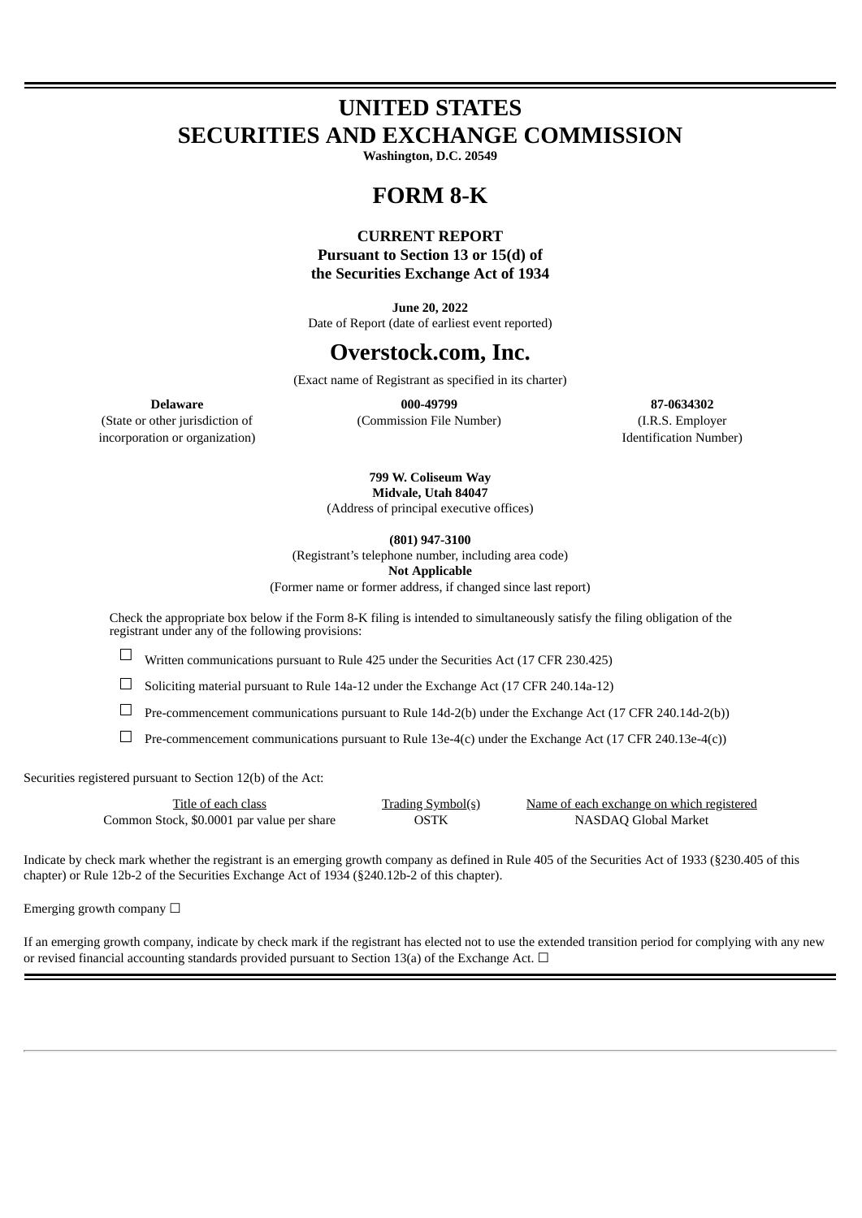# UNITED STATES
# SECURITIES AND EXCHANGE COMMISSION

**Washington, D.C. 20549**

# FORM 8-K

**CURRENT REPORT**
**Pursuant to Section 13 or 15(d) of**
**the Securities Exchange Act of 1934**

**June 20, 2022**
Date of Report (date of earliest event reported)

# Overstock.com, Inc.

(Exact name of Registrant as specified in its charter)

| **Delaware** | **000-49799** | **87-0634302** |
|---|---|---|
| (State or other jurisdiction of incorporation or organization) | (Commission File Number) | (I.R.S. Employer Identification Number) |

**799 W. Coliseum Way**
**Midvale, Utah 84047**
(Address of principal executive offices)

**(801) 947-3100**
(Registrant's telephone number, including area code)
**Not Applicable**
(Former name or former address, if changed since last report)

Check the appropriate box below if the Form 8-K filing is intended to simultaneously satisfy the filing obligation of the registrant under any of the following provisions:

☐ Written communications pursuant to Rule 425 under the Securities Act (17 CFR 230.425)

☐ Soliciting material pursuant to Rule 14a-12 under the Exchange Act (17 CFR 240.14a-12)

☐ Pre-commencement communications pursuant to Rule 14d-2(b) under the Exchange Act (17 CFR 240.14d-2(b))

☐ Pre-commencement communications pursuant to Rule 13e-4(c) under the Exchange Act (17 CFR 240.13e-4(c))

Securities registered pursuant to Section 12(b) of the Act:

| Title of each class | Trading Symbol(s) | Name of each exchange on which registered |
|---|---|---|
| Common Stock, $0.0001 par value per share | OSTK | NASDAQ Global Market |

Indicate by check mark whether the registrant is an emerging growth company as defined in Rule 405 of the Securities Act of 1933 (§230.405 of this chapter) or Rule 12b-2 of the Securities Exchange Act of 1934 (§240.12b-2 of this chapter).

Emerging growth company ☐

If an emerging growth company, indicate by check mark if the registrant has elected not to use the extended transition period for complying with any new or revised financial accounting standards provided pursuant to Section 13(a) of the Exchange Act. ☐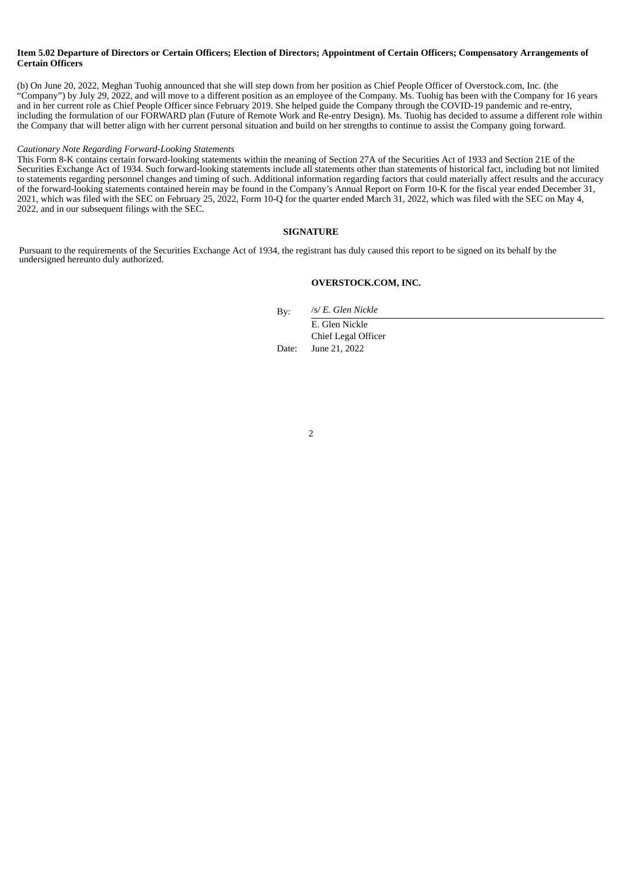**Item 5.02 Departure of Directors or Certain Officers; Election of Directors; Appointment of Certain Officers; Compensatory Arrangements of Certain Officers**

(b) On June 20, 2022, Meghan Tuohig announced that she will step down from her position as Chief People Officer of Overstock.com, Inc. (the "Company") by July 29, 2022, and will move to a different position as an employee of the Company. Ms. Tuohig has been with the Company for 16 years and in her current role as Chief People Officer since February 2019. She helped guide the Company through the COVID-19 pandemic and re-entry, including the formulation of our FORWARD plan (Future of Remote Work and Re-entry Design). Ms. Tuohig has decided to assume a different role within the Company that will better align with her current personal situation and build on her strengths to continue to assist the Company going forward.

*Cautionary Note Regarding Forward-Looking Statements*

This Form 8-K contains certain forward-looking statements within the meaning of Section 27A of the Securities Act of 1933 and Section 21E of the Securities Exchange Act of 1934. Such forward-looking statements include all statements other than statements of historical fact, including but not limited to statements regarding personnel changes and timing of such. Additional information regarding factors that could materially affect results and the accuracy of the forward-looking statements contained herein may be found in the Company's Annual Report on Form 10-K for the fiscal year ended December 31, 2021, which was filed with the SEC on February 25, 2022, Form 10-Q for the quarter ended March 31, 2022, which was filed with the SEC on May 4, 2022, and in our subsequent filings with the SEC.

**SIGNATURE**

Pursuant to the requirements of the Securities Exchange Act of 1934, the registrant has duly caused this report to be signed on its behalf by the undersigned hereunto duly authorized.

**OVERSTOCK.COM, INC.**

By: /s/ *E. Glen Nickle*

E. Glen Nickle
Chief Legal Officer

Date: June 21, 2022